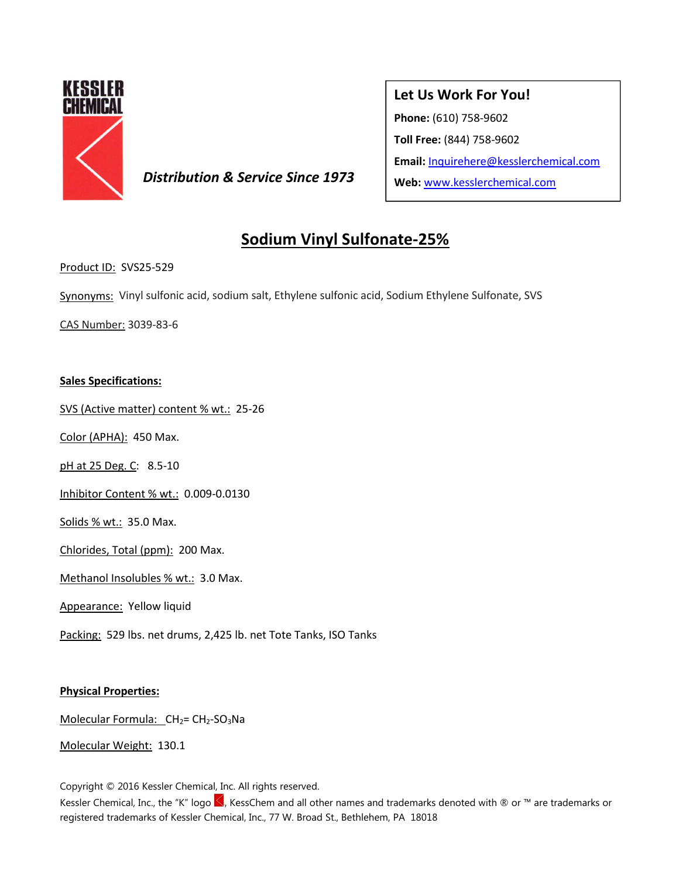KESSLER CHEMICAL

***Distribution & Service Since 1973***

**Let Us Work For You!**

**Phone:** (610) 758-9602

**Toll Free:** (844) 758-9602

**Email:** Inquirehere@kesslerchemical.com

**Web:** www.kesslerchemical.com

# Sodium Vinyl Sulfonate-25%

Product ID: SVS25-529

Synonyms: Vinyl sulfonic acid, sodium salt, Ethylene sulfonic acid, Sodium Ethylene Sulfonate, SVS

CAS Number: 3039-83-6

**Sales Specifications:**

SVS (Active matter) content % wt.: 25-26

Color (APHA): 450 Max.

pH at 25 Deg. C: 8.5-10

Inhibitor Content % wt.: 0.009-0.0130

Solids % wt.: 35.0 Max.

Chlorides, Total (ppm): 200 Max.

Methanol Insolubles % wt.: 3.0 Max.

Appearance: Yellow liquid

Packing: 529 lbs. net drums, 2,425 lb. net Tote Tanks, ISO Tanks

**Physical Properties:**

Molecular Formula: $CH_2$= $CH_2$-$SO_3Na$

Molecular Weight: 130.1

Copyright © 2016 Kessler Chemical, Inc. All rights reserved.
Kessler Chemical, Inc., the "K" logo, KessChem and all other names and trademarks denoted with ® or ™ are trademarks or registered trademarks of Kessler Chemical, Inc., 77 W. Broad St., Bethlehem, PA 18018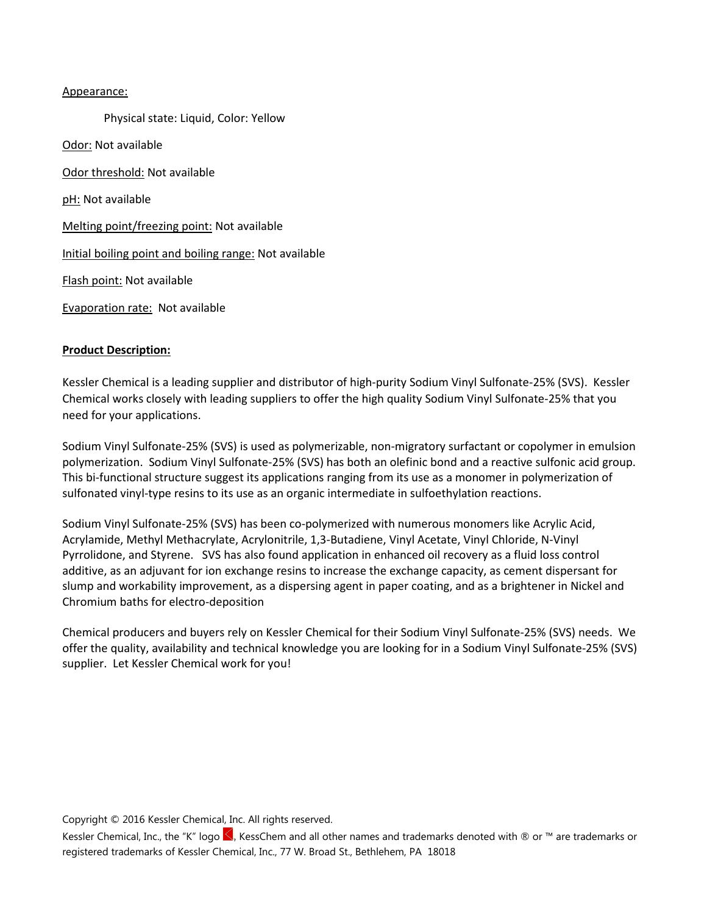Appearance:

Physical state: Liquid, Color: Yellow

Odor: Not available

Odor threshold: Not available

pH: Not available

Melting point/freezing point: Not available

Initial boiling point and boiling range: Not available

Flash point: Not available

Evaporation rate: Not available

**Product Description:**

Kessler Chemical is a leading supplier and distributor of high-purity Sodium Vinyl Sulfonate-25% (SVS). Kessler Chemical works closely with leading suppliers to offer the high quality Sodium Vinyl Sulfonate-25% that you need for your applications.

Sodium Vinyl Sulfonate-25% (SVS) is used as polymerizable, non-migratory surfactant or copolymer in emulsion polymerization. Sodium Vinyl Sulfonate-25% (SVS) has both an olefinic bond and a reactive sulfonic acid group. This bi-functional structure suggest its applications ranging from its use as a monomer in polymerization of sulfonated vinyl-type resins to its use as an organic intermediate in sulfoethylation reactions.

Sodium Vinyl Sulfonate-25% (SVS) has been co-polymerized with numerous monomers like Acrylic Acid, Acrylamide, Methyl Methacrylate, Acrylonitrile, 1,3-Butadiene, Vinyl Acetate, Vinyl Chloride, N-Vinyl Pyrrolidone, and Styrene. SVS has also found application in enhanced oil recovery as a fluid loss control additive, as an adjuvant for ion exchange resins to increase the exchange capacity, as cement dispersant for slump and workability improvement, as a dispersing agent in paper coating, and as a brightener in Nickel and Chromium baths for electro-deposition

Chemical producers and buyers rely on Kessler Chemical for their Sodium Vinyl Sulfonate-25% (SVS) needs. We offer the quality, availability and technical knowledge you are looking for in a Sodium Vinyl Sulfonate-25% (SVS) supplier. Let Kessler Chemical work for you!

Copyright © 2016 Kessler Chemical, Inc. All rights reserved.

Kessler Chemical, Inc., the "K" logo, KessChem and all other names and trademarks denoted with ® or ™ are trademarks or registered trademarks of Kessler Chemical, Inc., 77 W. Broad St., Bethlehem, PA 18018